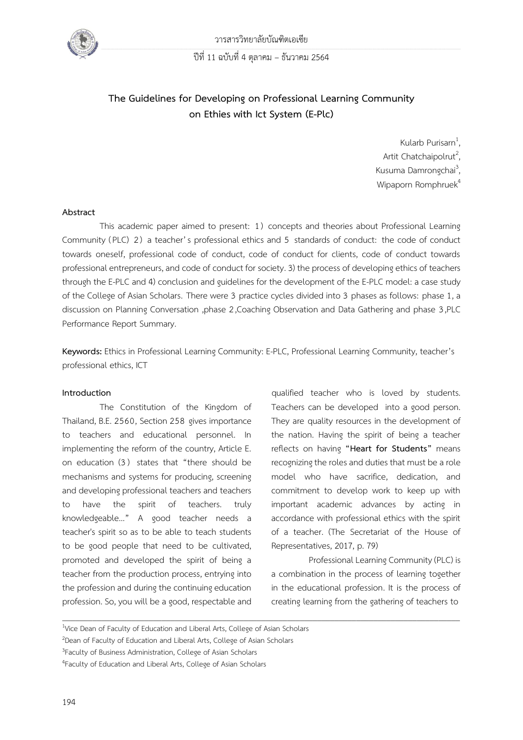# The Guidelines for Developing on Professional Learning Community on Ethies with Ict System (E-Plc)

Kularb Purisarn[1],
Artit Chatchaipolrut[2],
Kusuma Damrongchai[3],
Wipaporn Romphruek[4]

## Abstract

This academic paper aimed to present: 1) concepts and theories about Professional Learning Community (PLC) 2) a teacher's professional ethics and 5 standards of conduct: the code of conduct towards oneself, professional code of conduct, code of conduct for clients, code of conduct towards professional entrepreneurs, and code of conduct for society. 3) the process of developing ethics of teachers through the E-PLC and 4) conclusion and guidelines for the development of the E-PLC model: a case study of the College of Asian Scholars. There were 3 practice cycles divided into 3 phases as follows: phase 1, a discussion on Planning Conversation ,phase 2,Coaching Observation and Data Gathering and phase 3,PLC Performance Report Summary.

**Keywords:** Ethics in Professional Learning Community: E-PLC, Professional Learning Community, teacher's professional ethics, ICT

## Introduction

The Constitution of the Kingdom of Thailand, B.E. 2560, Section 258 gives importance to teachers and educational personnel. In implementing the reform of the country, Article E. on education (3) states that "there should be mechanisms and systems for producing, screening and developing professional teachers and teachers to have the spirit of teachers. truly knowledgeable..." A good teacher needs a teacher's spirit so as to be able to teach students to be good people that need to be cultivated, promoted and developed the spirit of being a teacher from the production process, entrying into the profession and during the continuing education profession. So, you will be a good, respectable and qualified teacher who is loved by students. Teachers can be developed into a good person. They are quality resources in the development of the nation. Having the spirit of being a teacher reflects on having **"Heart for Students"** means recognizing the roles and duties that must be a role model who have sacrifice, dedication, and commitment to develop work to keep up with important academic advances by acting in accordance with professional ethics with the spirit of a teacher. (The Secretariat of the House of Representatives, 2017, p. 79)

Professional Learning Community (PLC) is a combination in the process of learning together in the educational profession. It is the process of creating learning from the gathering of teachers to

---

[1]Vice Dean of Faculty of Education and Liberal Arts, College of Asian Scholars

[2]Dean of Faculty of Education and Liberal Arts, College of Asian Scholars

[3]Faculty of Business Administration, College of Asian Scholars

[4]Faculty of Education and Liberal Arts, College of Asian Scholars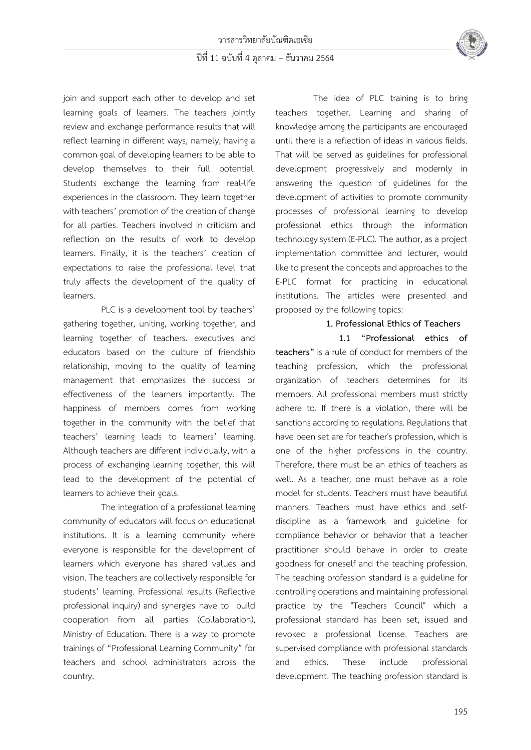join and support each other to develop and set learning goals of learners. The teachers jointly review and exchange performance results that will reflect learning in different ways, namely, having a common goal of developing learners to be able to develop themselves to their full potential. Students exchange the learning from real-life experiences in the classroom. They learn together with teachers' promotion of the creation of change for all parties. Teachers involved in criticism and reflection on the results of work to develop learners. Finally, it is the teachers' creation of expectations to raise the professional level that truly affects the development of the quality of learners.

PLC is a development tool by teachers' gathering together, uniting, working together, and learning together of teachers. executives and educators based on the culture of friendship relationship, moving to the quality of learning management that emphasizes the success or effectiveness of the learners importantly. The happiness of members comes from working together in the community with the belief that teachers' learning leads to learners' learning. Although teachers are different individually, with a process of exchanging learning together, this will lead to the development of the potential of learners to achieve their goals.

The integration of a professional learning community of educators will focus on educational institutions. It is a learning community where everyone is responsible for the development of learners which everyone has shared values and vision. The teachers are collectively responsible for students' learning. Professional results (Reflective professional inquiry) and synergies have to build cooperation from all parties (Collaboration), Ministry of Education. There is a way to promote trainings of "Professional Learning Community" for teachers and school administrators across the country.

The idea of PLC training is to bring teachers together. Learning and sharing of knowledge among the participants are encouraged until there is a reflection of ideas in various fields. That will be served as guidelines for professional development progressively and modernly in answering the question of guidelines for the development of activities to promote community processes of professional learning to develop professional ethics through the information technology system (E-PLC). The author, as a project implementation committee and lecturer, would like to present the concepts and approaches to the E-PLC format for practicing in educational institutions. The articles were presented and proposed by the following topics:

## 1. Professional Ethics of Teachers

**1.1 "Professional ethics of teachers"** is a rule of conduct for members of the teaching profession, which the professional organization of teachers determines for its members. All professional members must strictly adhere to. If there is a violation, there will be sanctions according to regulations. Regulations that have been set are for teacher's profession, which is one of the higher professions in the country. Therefore, there must be an ethics of teachers as well. As a teacher, one must behave as a role model for students. Teachers must have beautiful manners. Teachers must have ethics and self-discipline as a framework and guideline for compliance behavior or behavior that a teacher practitioner should behave in order to create goodness for oneself and the teaching profession. The teaching profession standard is a guideline for controlling operations and maintaining professional practice by the "Teachers Council" which a professional standard has been set, issued and revoked a professional license. Teachers are supervised compliance with professional standards and ethics. These include professional development. The teaching profession standard is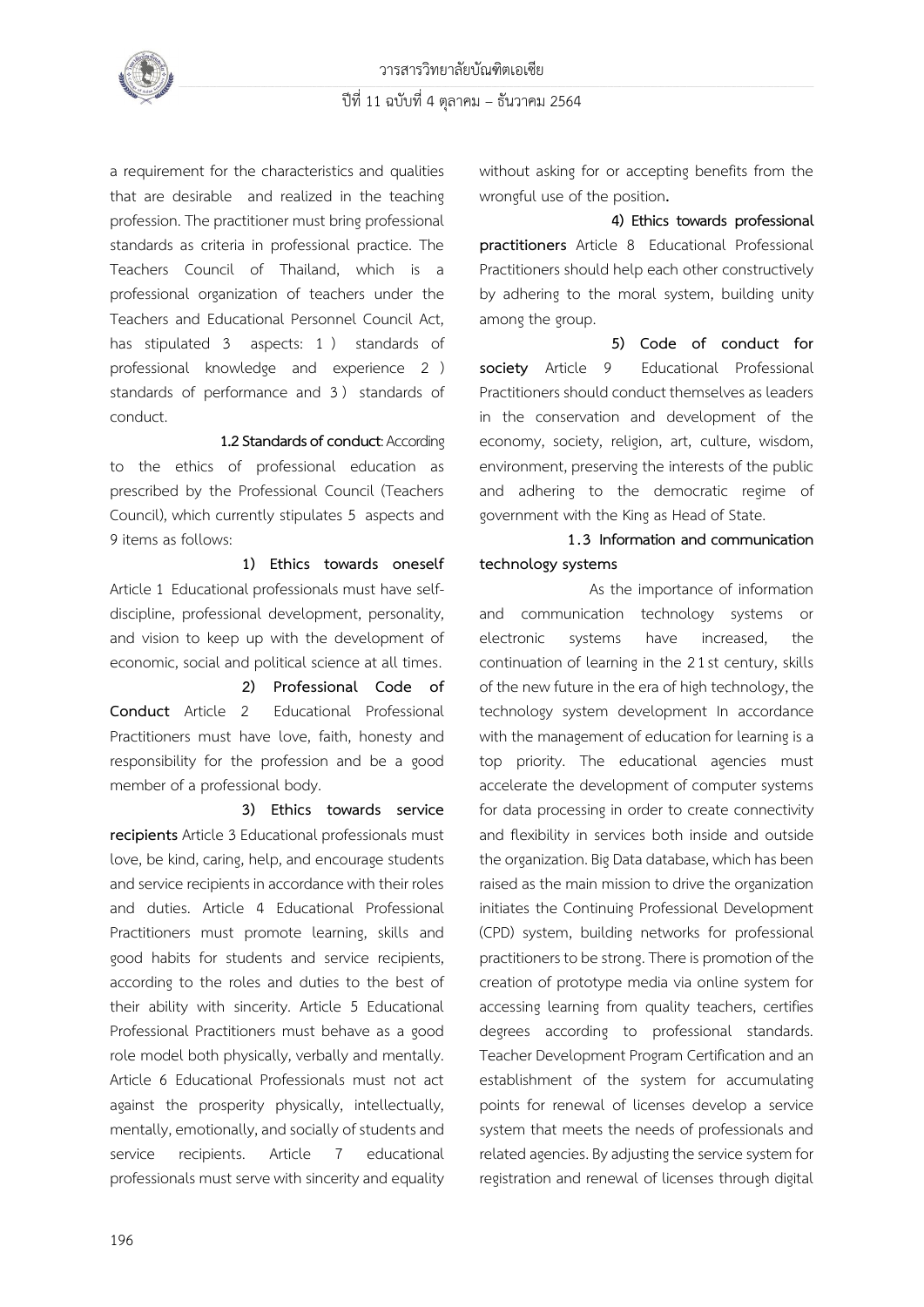a requirement for the characteristics and qualities that are desirable and realized in the teaching profession. The practitioner must bring professional standards as criteria in professional practice. The Teachers Council of Thailand, which is a professional organization of teachers under the Teachers and Educational Personnel Council Act, has stipulated 3 aspects: 1) standards of professional knowledge and experience 2) standards of performance and 3) standards of conduct.

**1.2 Standards of conduct**: According to the ethics of professional education as prescribed by the Professional Council (Teachers Council), which currently stipulates 5 aspects and 9 items as follows:

**1) Ethics towards oneself** Article 1 Educational professionals must have self-discipline, professional development, personality, and vision to keep up with the development of economic, social and political science at all times.

**2) Professional Code of Conduct** Article 2 Educational Professional Practitioners must have love, faith, honesty and responsibility for the profession and be a good member of a professional body.

**3) Ethics towards service recipients** Article 3 Educational professionals must love, be kind, caring, help, and encourage students and service recipients in accordance with their roles and duties. Article 4 Educational Professional Practitioners must promote learning, skills and good habits for students and service recipients, according to the roles and duties to the best of their ability with sincerity. Article 5 Educational Professional Practitioners must behave as a good role model both physically, verbally and mentally. Article 6 Educational Professionals must not act against the prosperity physically, intellectually, mentally, emotionally, and socially of students and service recipients. Article 7 educational professionals must serve with sincerity and equality without asking for or accepting benefits from the wrongful use of the position.

**4) Ethics towards professional practitioners** Article 8 Educational Professional Practitioners should help each other constructively by adhering to the moral system, building unity among the group.

**5) Code of conduct for society** Article 9 Educational Professional Practitioners should conduct themselves as leaders in the conservation and development of the economy, society, religion, art, culture, wisdom, environment, preserving the interests of the public and adhering to the democratic regime of government with the King as Head of State.

**1.3 Information and communication technology systems**

As the importance of information and communication technology systems or electronic systems have increased, the continuation of learning in the 21st century, skills of the new future in the era of high technology, the technology system development In accordance with the management of education for learning is a top priority. The educational agencies must accelerate the development of computer systems for data processing in order to create connectivity and flexibility in services both inside and outside the organization. Big Data database, which has been raised as the main mission to drive the organization initiates the Continuing Professional Development (CPD) system, building networks for professional practitioners to be strong. There is promotion of the creation of prototype media via online system for accessing learning from quality teachers, certifies degrees according to professional standards. Teacher Development Program Certification and an establishment of the system for accumulating points for renewal of licenses develop a service system that meets the needs of professionals and related agencies. By adjusting the service system for registration and renewal of licenses through digital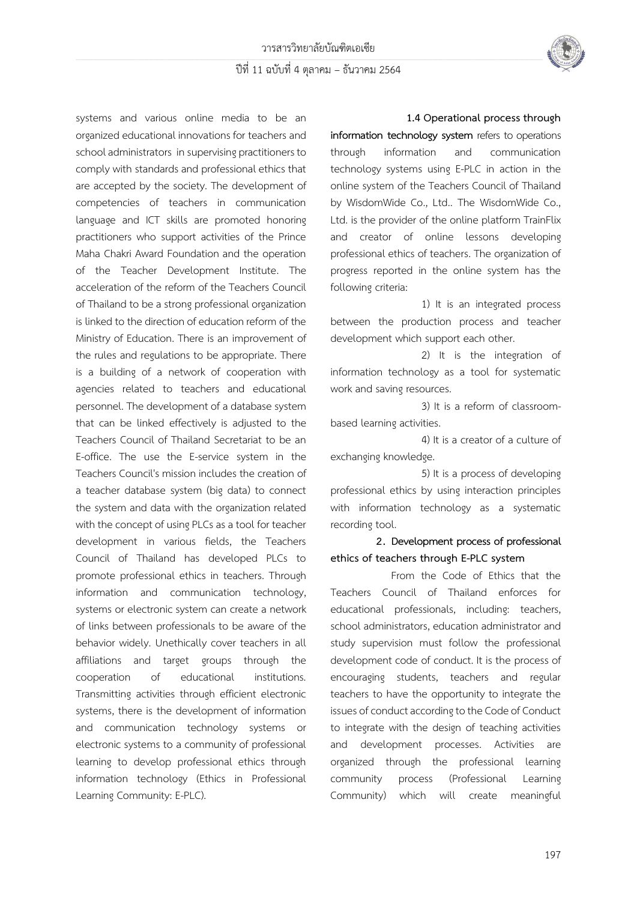systems and various online media to be an organized educational innovations for teachers and school administrators in supervising practitioners to comply with standards and professional ethics that are accepted by the society. The development of competencies of teachers in communication language and ICT skills are promoted honoring practitioners who support activities of the Prince Maha Chakri Award Foundation and the operation of the Teacher Development Institute. The acceleration of the reform of the Teachers Council of Thailand to be a strong professional organization is linked to the direction of education reform of the Ministry of Education. There is an improvement of the rules and regulations to be appropriate. There is a building of a network of cooperation with agencies related to teachers and educational personnel. The development of a database system that can be linked effectively is adjusted to the Teachers Council of Thailand Secretariat to be an E-office. The use the E-service system in the Teachers Council's mission includes the creation of a teacher database system (big data) to connect the system and data with the organization related with the concept of using PLCs as a tool for teacher development in various fields, the Teachers Council of Thailand has developed PLCs to promote professional ethics in teachers. Through information and communication technology, systems or electronic system can create a network of links between professionals to be aware of the behavior widely. Unethically cover teachers in all affiliations and target groups through the cooperation of educational institutions. Transmitting activities through efficient electronic systems, there is the development of information and communication technology systems or electronic systems to a community of professional learning to develop professional ethics through information technology (Ethics in Professional Learning Community: E-PLC).

**1.4 Operational process through information technology system** refers to operations through information and communication technology systems using E-PLC in action in the online system of the Teachers Council of Thailand by WisdomWide Co., Ltd.. The WisdomWide Co., Ltd. is the provider of the online platform TrainFlix and creator of online lessons developing professional ethics of teachers. The organization of progress reported in the online system has the following criteria:

1) It is an integrated process between the production process and teacher development which support each other.

2) It is the integration of information technology as a tool for systematic work and saving resources.

3) It is a reform of classroom-based learning activities.

4) It is a creator of a culture of exchanging knowledge.

5) It is a process of developing professional ethics by using interaction principles with information technology as a systematic recording tool.

**2. Development process of professional ethics of teachers through E-PLC system**

From the Code of Ethics that the Teachers Council of Thailand enforces for educational professionals, including: teachers, school administrators, education administrator and study supervision must follow the professional development code of conduct. It is the process of encouraging students, teachers and regular teachers to have the opportunity to integrate the issues of conduct according to the Code of Conduct to integrate with the design of teaching activities and development processes. Activities are organized through the professional learning community process (Professional Learning Community) which will create meaningful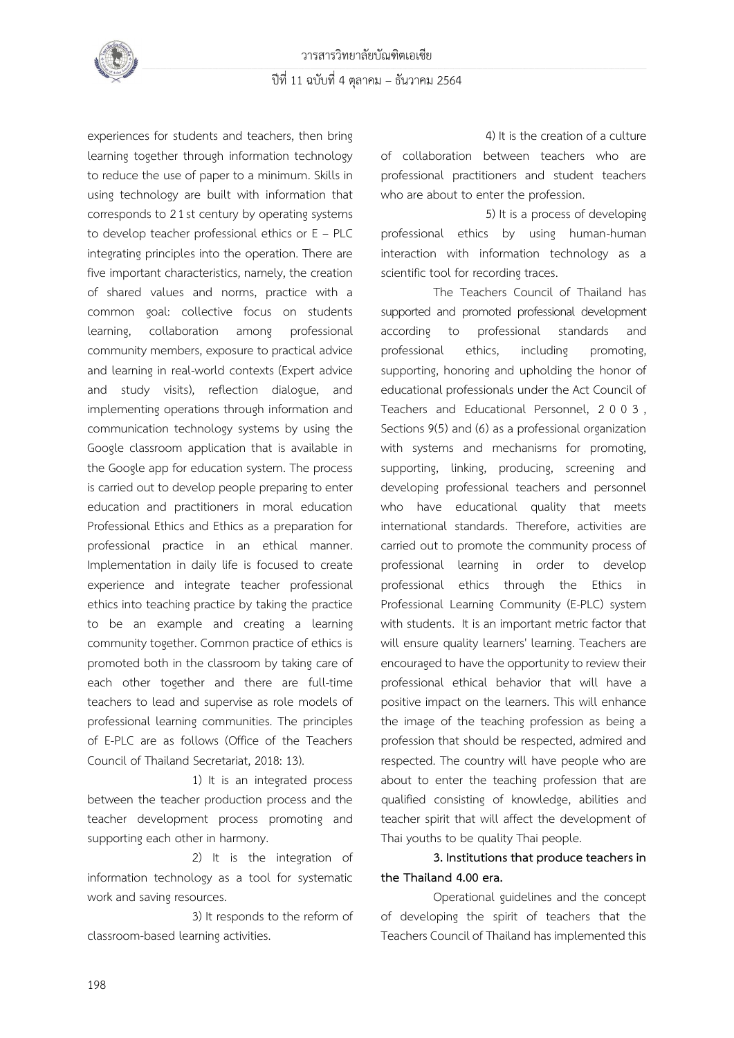experiences for students and teachers, then bring learning together through information technology to reduce the use of paper to a minimum. Skills in using technology are built with information that corresponds to 21st century by operating systems to develop teacher professional ethics or E – PLC integrating principles into the operation. There are five important characteristics, namely, the creation of shared values and norms, practice with a common goal: collective focus on students learning, collaboration among professional community members, exposure to practical advice and learning in real-world contexts (Expert advice and study visits), reflection dialogue, and implementing operations through information and communication technology systems by using the Google classroom application that is available in the Google app for education system. The process is carried out to develop people preparing to enter education and practitioners in moral education Professional Ethics and Ethics as a preparation for professional practice in an ethical manner. Implementation in daily life is focused to create experience and integrate teacher professional ethics into teaching practice by taking the practice to be an example and creating a learning community together. Common practice of ethics is promoted both in the classroom by taking care of each other together and there are full-time teachers to lead and supervise as role models of professional learning communities. The principles of E-PLC are as follows (Office of the Teachers Council of Thailand Secretariat, 2018: 13).

1) It is an integrated process between the teacher production process and the teacher development process promoting and supporting each other in harmony.

2) It is the integration of information technology as a tool for systematic work and saving resources.

3) It responds to the reform of classroom-based learning activities.

4) It is the creation of a culture of collaboration between teachers who are professional practitioners and student teachers who are about to enter the profession.

5) It is a process of developing professional ethics by using human-human interaction with information technology as a scientific tool for recording traces.

The Teachers Council of Thailand has supported and promoted professional development according to professional standards and professional ethics, including promoting, supporting, honoring and upholding the honor of educational professionals under the Act Council of Teachers and Educational Personnel, 2003, Sections 9(5) and (6) as a professional organization with systems and mechanisms for promoting, supporting, linking, producing, screening and developing professional teachers and personnel who have educational quality that meets international standards. Therefore, activities are carried out to promote the community process of professional learning in order to develop professional ethics through the Ethics in Professional Learning Community (E-PLC) system with students. It is an important metric factor that will ensure quality learners' learning. Teachers are encouraged to have the opportunity to review their professional ethical behavior that will have a positive impact on the learners. This will enhance the image of the teaching profession as being a profession that should be respected, admired and respected. The country will have people who are about to enter the teaching profession that are qualified consisting of knowledge, abilities and teacher spirit that will affect the development of Thai youths to be quality Thai people.

**3. Institutions that produce teachers in the Thailand 4.00 era.**

Operational guidelines and the concept of developing the spirit of teachers that the Teachers Council of Thailand has implemented this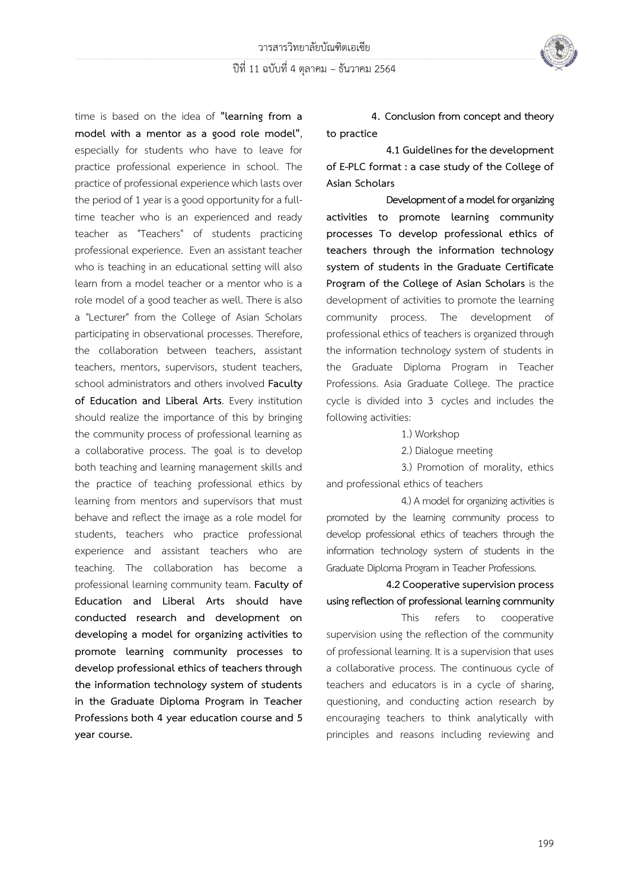time is based on the idea of **"learning from a model with a mentor as a good role model"**, especially for students who have to leave for practice professional experience in school. The practice of professional experience which lasts over the period of 1 year is a good opportunity for a full-time teacher who is an experienced and ready teacher as "Teachers" of students practicing professional experience. Even an assistant teacher who is teaching in an educational setting will also learn from a model teacher or a mentor who is a role model of a good teacher as well. There is also a "Lecturer" from the College of Asian Scholars participating in observational processes. Therefore, the collaboration between teachers, assistant teachers, mentors, supervisors, student teachers, school administrators and others involved **Faculty of Education and Liberal Arts**. Every institution should realize the importance of this by bringing the community process of professional learning as a collaborative process. The goal is to develop both teaching and learning management skills and the practice of teaching professional ethics by learning from mentors and supervisors that must behave and reflect the image as a role model for students, teachers who practice professional experience and assistant teachers who are teaching. The collaboration has become a professional learning community team. **Faculty of Education and Liberal Arts should have conducted research and development on developing a model for organizing activities to promote learning community processes to develop professional ethics of teachers through the information technology system of students in the Graduate Diploma Program in Teacher Professions both 4 year education course and 5 year course.**

## 4. Conclusion from concept and theory to practice

### 4.1 Guidelines for the development of E-PLC format : a case study of the College of Asian Scholars

**Development of a model for organizing activities to promote learning community processes To develop professional ethics of teachers through the information technology system of students in the Graduate Certificate Program of the College of Asian Scholars** is the development of activities to promote the learning community process. The development of professional ethics of teachers is organized through the information technology system of students in the Graduate Diploma Program in Teacher Professions. Asia Graduate College. The practice cycle is divided into 3 cycles and includes the following activities:

1.) Workshop

2.) Dialogue meeting

3.) Promotion of morality, ethics and professional ethics of teachers

4.) A model for organizing activities is promoted by the learning community process to develop professional ethics of teachers through the information technology system of students in the Graduate Diploma Program in Teacher Professions.

### 4.2 Cooperative supervision process using reflection of professional learning community

This refers to cooperative supervision using the reflection of the community of professional learning. It is a supervision that uses a collaborative process. The continuous cycle of teachers and educators is in a cycle of sharing, questioning, and conducting action research by encouraging teachers to think analytically with principles and reasons including reviewing and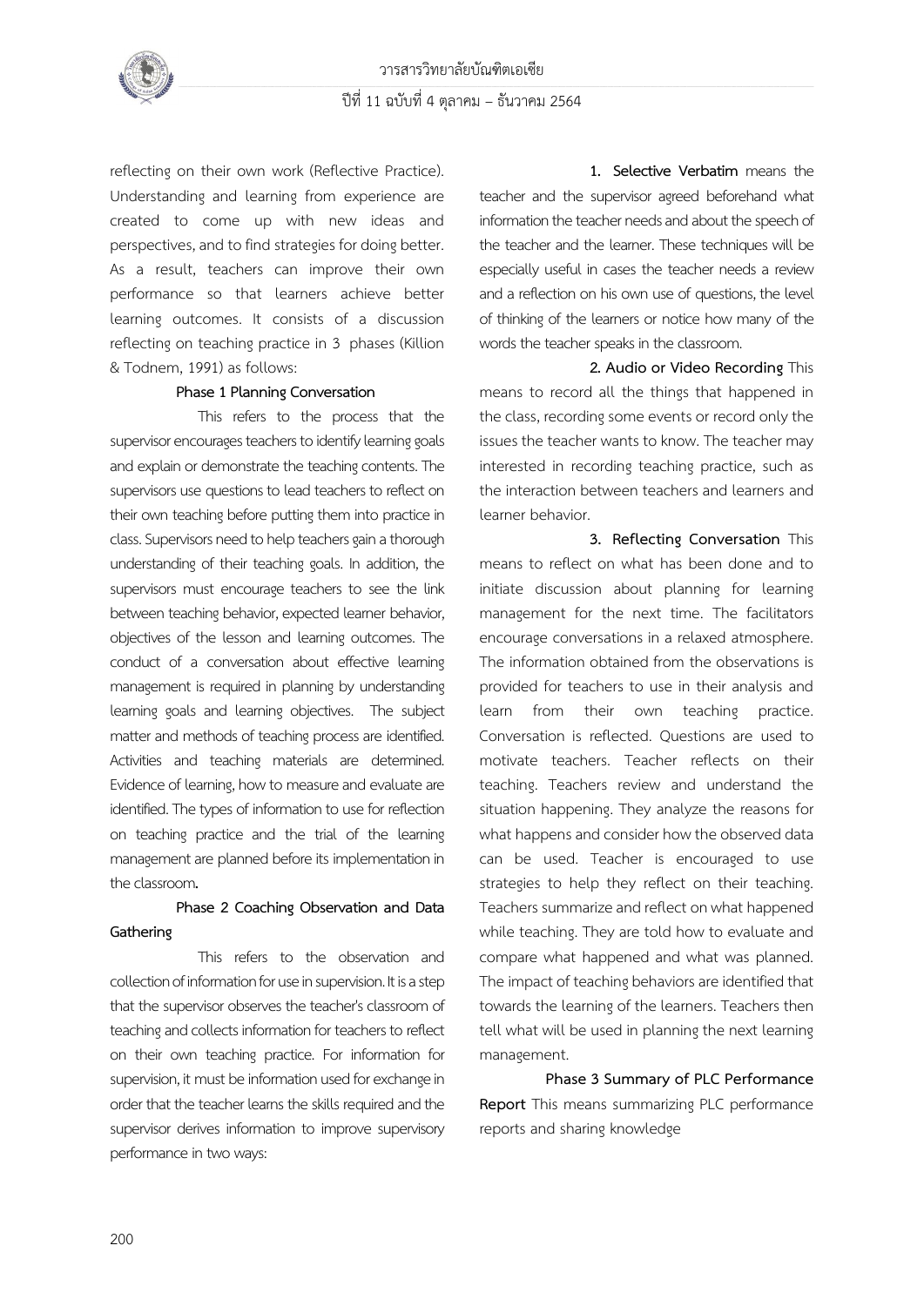reflecting on their own work (Reflective Practice). Understanding and learning from experience are created to come up with new ideas and perspectives, and to find strategies for doing better. As a result, teachers can improve their own performance so that learners achieve better learning outcomes. It consists of a discussion reflecting on teaching practice in 3 phases (Killion & Todnem, 1991) as follows:

**Phase 1 Planning Conversation**

This refers to the process that the supervisor encourages teachers to identify learning goals and explain or demonstrate the teaching contents. The supervisors use questions to lead teachers to reflect on their own teaching before putting them into practice in class. Supervisors need to help teachers gain a thorough understanding of their teaching goals. In addition, the supervisors must encourage teachers to see the link between teaching behavior, expected learner behavior, objectives of the lesson and learning outcomes. The conduct of a conversation about effective learning management is required in planning by understanding learning goals and learning objectives. The subject matter and methods of teaching process are identified. Activities and teaching materials are determined. Evidence of learning, how to measure and evaluate are identified. The types of information to use for reflection on teaching practice and the trial of the learning management are planned before its implementation in the classroom**.**

**Phase 2 Coaching Observation and Data Gathering**

This refers to the observation and collection of information for use in supervision. It is a step that the supervisor observes the teacher's classroom of teaching and collects information for teachers to reflect on their own teaching practice. For information for supervision, it must be information used for exchange in order that the teacher learns the skills required and the supervisor derives information to improve supervisory performance in two ways:

**1. Selective Verbatim** means the teacher and the supervisor agreed beforehand what information the teacher needs and about the speech of the teacher and the learner. These techniques will be especially useful in cases the teacher needs a review and a reflection on his own use of questions, the level of thinking of the learners or notice how many of the words the teacher speaks in the classroom.

**2. Audio or Video Recording** This means to record all the things that happened in the class, recording some events or record only the issues the teacher wants to know. The teacher may interested in recording teaching practice, such as the interaction between teachers and learners and learner behavior.

**3. Reflecting Conversation** This means to reflect on what has been done and to initiate discussion about planning for learning management for the next time. The facilitators encourage conversations in a relaxed atmosphere. The information obtained from the observations is provided for teachers to use in their analysis and learn from their own teaching practice. Conversation is reflected. Questions are used to motivate teachers. Teacher reflects on their teaching. Teachers review and understand the situation happening. They analyze the reasons for what happens and consider how the observed data can be used. Teacher is encouraged to use strategies to help they reflect on their teaching. Teachers summarize and reflect on what happened while teaching. They are told how to evaluate and compare what happened and what was planned. The impact of teaching behaviors are identified that towards the learning of the learners. Teachers then tell what will be used in planning the next learning management.

**Phase 3 Summary of PLC Performance Report** This means summarizing PLC performance reports and sharing knowledge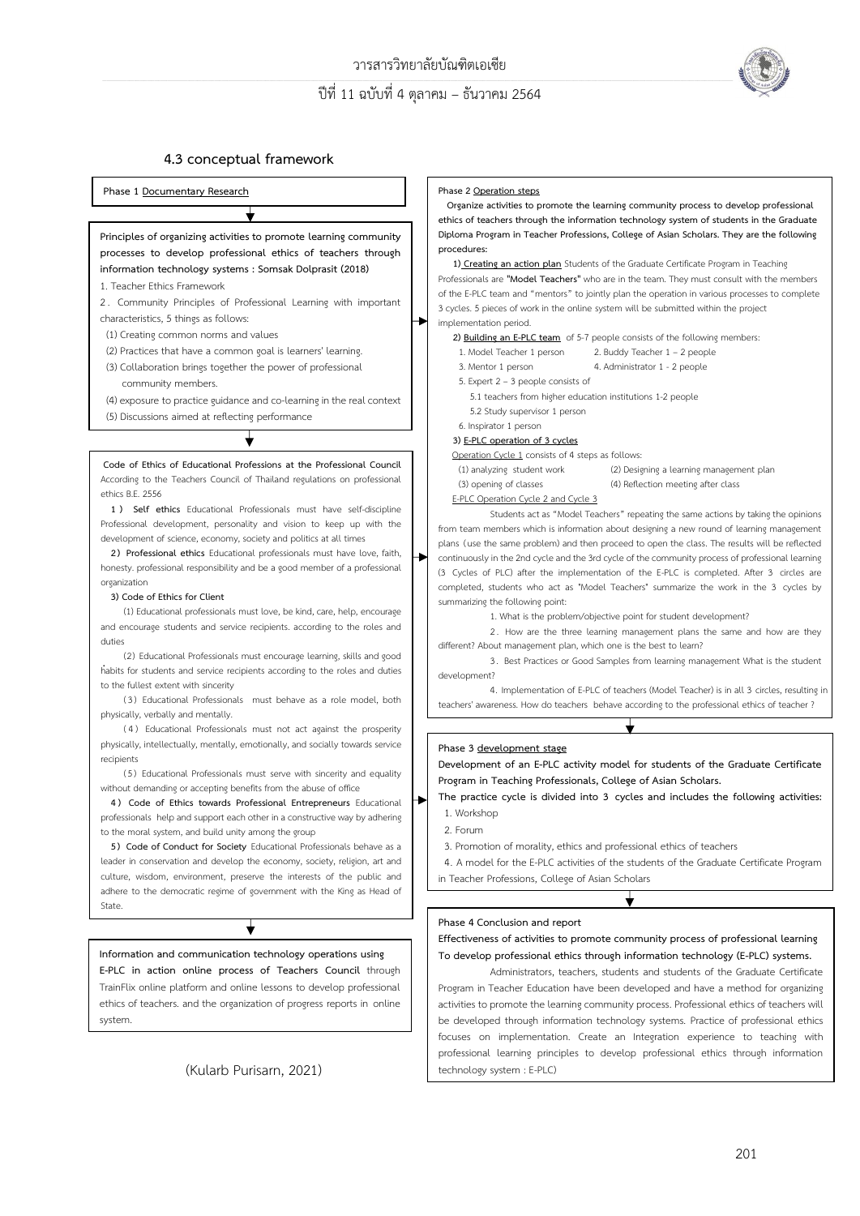### 4.3 conceptual framework

**Phase 1 Documentary Research**

**Principles of organizing activities to promote learning community processes to develop professional ethics of teachers through information technology systems : Somsak Dolprasit (2018)**

1. Teacher Ethics Framework
2. Community Principles of Professional Learning with important characteristics, 5 things as follows:
   (1) Creating common norms and values
   (2) Practices that have a common goal is learners' learning.
   (3) Collaboration brings together the power of professional community members.
   (4) exposure to practice guidance and co-learning in the real context
   (5) Discussions aimed at reflecting performance

**Code of Ethics of Educational Professions at the Professional Council** According to the Teachers Council of Thailand regulations on professional ethics B.E. 2556

**1) Self ethics** Educational Professionals must have self-discipline Professional development, personality and vision to keep up with the development of science, economy, society and politics at all times

**2) Professional ethics** Educational professionals must have love, faith, honesty. professional responsibility and be a good member of a professional organization

**3) Code of Ethics for Client**

(1) Educational professionals must love, be kind, care, help, encourage and encourage students and service recipients. according to the roles and duties

(2) Educational Professionals must encourage learning, skills and good habits for students and service recipients according to the roles and duties to the fullest extent with sincerity

(3) Educational Professionals must behave as a role model, both physically, verbally and mentally.

(4) Educational Professionals must not act against the prosperity physically, intellectually, mentally, emotionally, and socially towards service recipients

(5) Educational Professionals must serve with sincerity and equality without demanding or accepting benefits from the abuse of office

**4) Code of Ethics towards Professional Entrepreneurs** Educational professionals help and support each other in a constructive way by adhering to the moral system, and build unity among the group

**5) Code of Conduct for Society** Educational Professionals behave as a leader in conservation and develop the economy, society, religion, art and culture, wisdom, environment, preserve the interests of the public and adhere to the democratic regime of government with the King as Head of State.

**Information and communication technology operations using E-PLC in action online process of Teachers Council** through TrainFlix online platform and online lessons to develop professional ethics of teachers. and the organization of progress reports in online system.

(Kularb Purisarn, 2021)

**Phase 2 Operation steps**

**Organize activities to promote the learning community process to develop professional ethics of teachers through the information technology system of students in the Graduate Diploma Program in Teacher Professions, College of Asian Scholars. They are the following procedures:**

**1) Creating an action plan** Students of the Graduate Certificate Program in Teaching Professionals are **"Model Teachers"** who are in the team. They must consult with the members of the E-PLC team and "mentors" to jointly plan the operation in various processes to complete 3 cycles. 5 pieces of work in the online system will be submitted within the project implementation period.

**2) Building an E-PLC team** of 5-7 people consists of the following members:

1. Model Teacher 1 person
2. Buddy Teacher 1 – 2 people
3. Mentor 1 person
4. Administrator 1 - 2 people
5. Expert 2 – 3 people consists of
   5.1 teachers from higher education institutions 1-2 people
   5.2 Study supervisor 1 person
6. Inspirator 1 person

**3) E-PLC operation of 3 cycles**

Operation Cycle 1 consists of 4 steps as follows:

(1) analyzing student work
(2) Designing a learning management plan
(3) opening of classes
(4) Reflection meeting after class

E-PLC Operation Cycle 2 and Cycle 3

Students act as "Model Teachers" repeating the same actions by taking the opinions from team members which is information about designing a new round of learning management plans (use the same problem) and then proceed to open the class. The results will be reflected continuously in the 2nd cycle and the 3rd cycle of the community process of professional learning (3 Cycles of PLC) after the implementation of the E-PLC is completed. After 3 circles are completed, students who act as "Model Teachers" summarize the work in the 3 cycles by summarizing the following point:

1. What is the problem/objective point for student development?
2. How are the three learning management plans the same and how are they different? About management plan, which one is the best to learn?
3. Best Practices or Good Samples from learning management What is the student development?
4. Implementation of E-PLC of teachers (Model Teacher) is in all 3 circles, resulting in teachers' awareness. How do teachers behave according to the professional ethics of teacher ?

**Phase 3 development stage**

**Development of an E-PLC activity model for students of the Graduate Certificate Program in Teaching Professionals, College of Asian Scholars.**

**The practice cycle is divided into 3 cycles and includes the following activities:**

1. Workshop
2. Forum
3. Promotion of morality, ethics and professional ethics of teachers
4. A model for the E-PLC activities of the students of the Graduate Certificate Program in Teacher Professions, College of Asian Scholars

**Phase 4 Conclusion and report**

**Effectiveness of activities to promote community process of professional learning To develop professional ethics through information technology (E-PLC) systems.**

Administrators, teachers, students and students of the Graduate Certificate Program in Teacher Education have been developed and have a method for organizing activities to promote the learning community process. Professional ethics of teachers will be developed through information technology systems. Practice of professional ethics focuses on implementation. Create an Integration experience to teaching with professional learning principles to develop professional ethics through information technology system : E-PLC)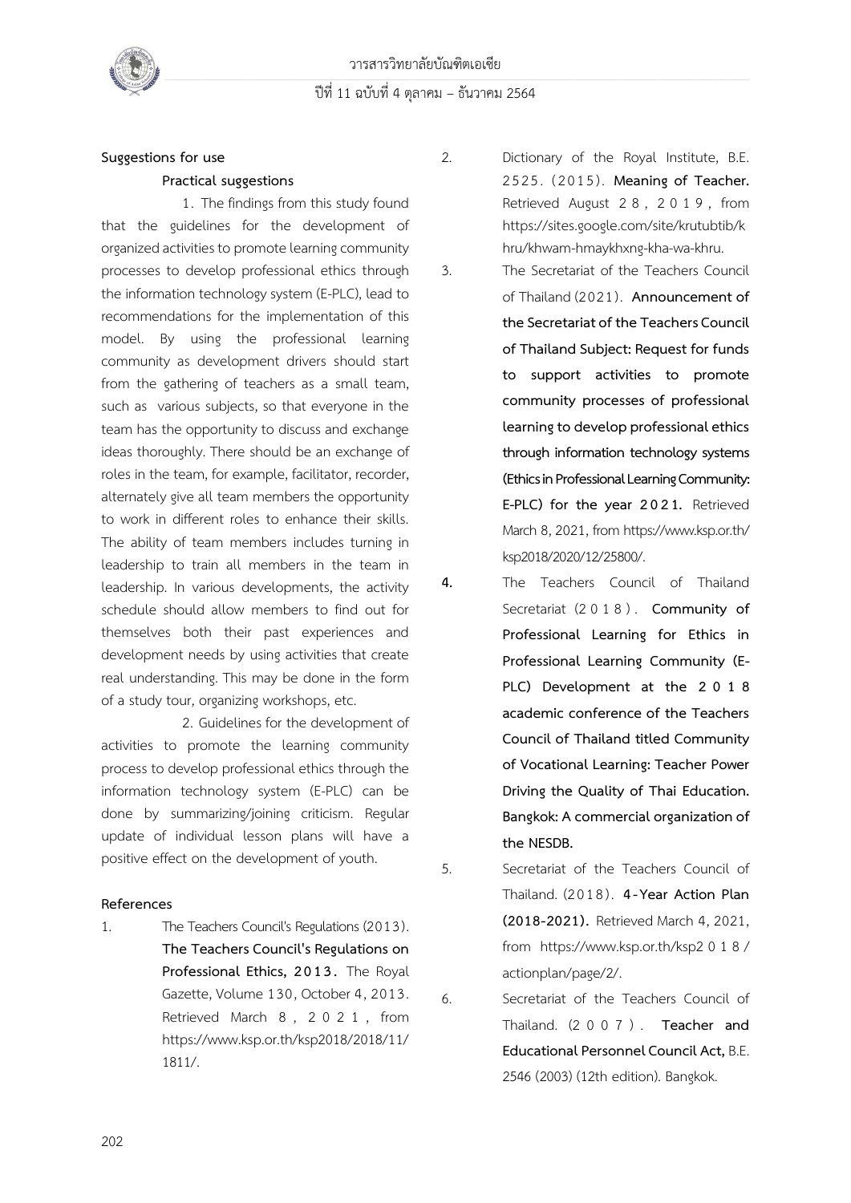**Suggestions for use**

**Practical suggestions**

1. The findings from this study found that the guidelines for the development of organized activities to promote learning community processes to develop professional ethics through the information technology system (E-PLC), lead to recommendations for the implementation of this model. By using the professional learning community as development drivers should start from the gathering of teachers as a small team, such as various subjects, so that everyone in the team has the opportunity to discuss and exchange ideas thoroughly. There should be an exchange of roles in the team, for example, facilitator, recorder, alternately give all team members the opportunity to work in different roles to enhance their skills. The ability of team members includes turning in leadership to train all members in the team in leadership. In various developments, the activity schedule should allow members to find out for themselves both their past experiences and development needs by using activities that create real understanding. This may be done in the form of a study tour, organizing workshops, etc.

2. Guidelines for the development of activities to promote the learning community process to develop professional ethics through the information technology system (E-PLC) can be done by summarizing/joining criticism. Regular update of individual lesson plans will have a positive effect on the development of youth.

**References**

1. The Teachers Council's Regulations (2013). **The Teachers Council's Regulations on Professional Ethics, 2013.** The Royal Gazette, Volume 130, October 4, 2013. Retrieved March 8, 2021, from https://www.ksp.or.th/ksp2018/2018/11/1811/.
2. Dictionary of the Royal Institute, B.E. 2525. (2015). **Meaning of Teacher.** Retrieved August 28, 2019, from https://sites.google.com/site/krutubtib/khru/khwam-hmaykhxng-kha-wa-khru.
3. The Secretariat of the Teachers Council of Thailand (2021). **Announcement of the Secretariat of the Teachers Council of Thailand Subject: Request for funds to support activities to promote community processes of professional learning to develop professional ethics through information technology systems (Ethics in Professional Learning Community: E-PLC) for the year 2021.** Retrieved March 8, 2021, from https://www.ksp.or.th/ksp2018/2020/12/25800/.
4. The Teachers Council of Thailand Secretariat (2018). **Community of Professional Learning for Ethics in Professional Learning Community (E-PLC) Development at the 2018 academic conference of the Teachers Council of Thailand titled Community of Vocational Learning: Teacher Power Driving the Quality of Thai Education. Bangkok: A commercial organization of the NESDB.**
5. Secretariat of the Teachers Council of Thailand. (2018). **4-Year Action Plan (2018-2021).** Retrieved March 4, 2021, from https://www.ksp.or.th/ksp2018/actionplan/page/2/.
6. Secretariat of the Teachers Council of Thailand. (2007). **Teacher and Educational Personnel Council Act,** B.E. 2546 (2003) (12th edition). Bangkok.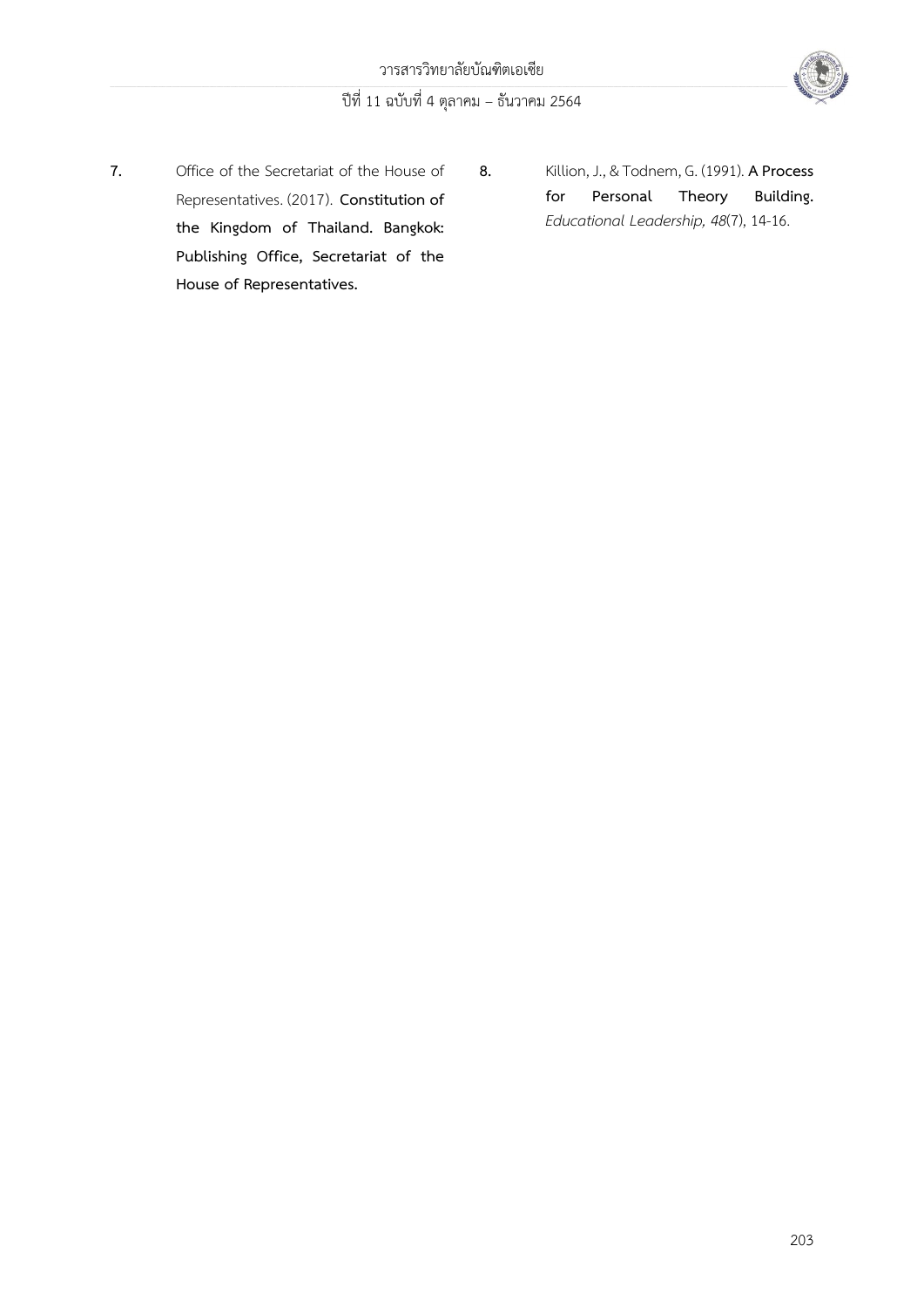7. Office of the Secretariat of the House of Representatives. (2017). **Constitution of the Kingdom of Thailand. Bangkok: Publishing Office, Secretariat of the House of Representatives.**

8. Killion, J., & Todnem, G. (1991). **A Process for Personal Theory Building.** *Educational Leadership, 48*(7), 14-16.